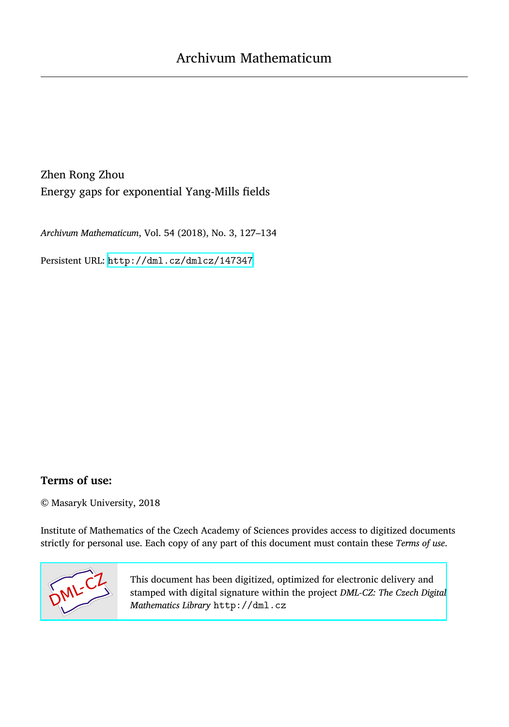# Archivum Mathematicum

Zhen Rong Zhou

Energy gaps for exponential Yang-Mills fields

*Archivum Mathematicum*, Vol. 54 (2018), No. 3, 127–134

Persistent URL: http://dml.cz/dmlcz/147347

## Terms of use:

© Masaryk University, 2018

Institute of Mathematics of the Czech Academy of Sciences provides access to digitized documents strictly for personal use. Each copy of any part of this document must contain these *Terms of use*.

This document has been digitized, optimized for electronic delivery and stamped with digital signature within the project *DML-CZ: The Czech Digital Mathematics Library* http://dml.cz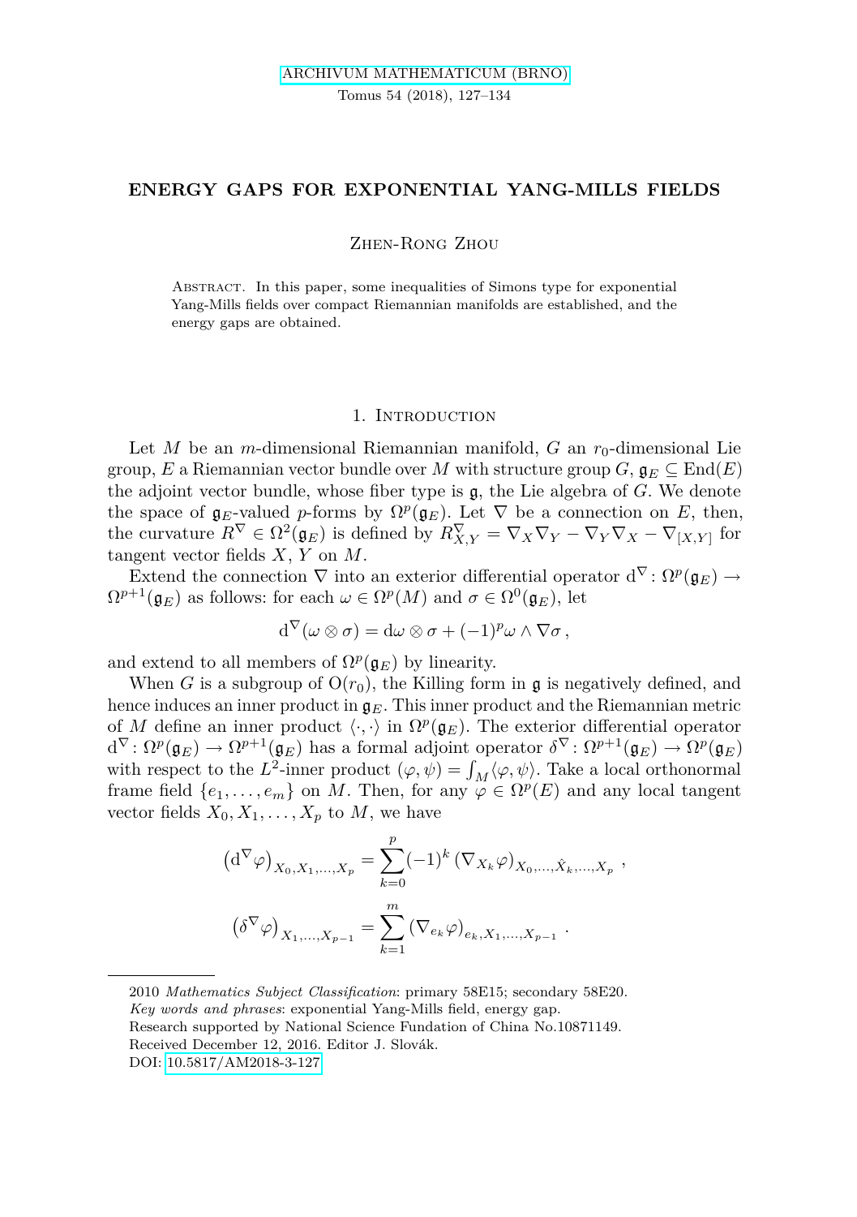# ENERGY GAPS FOR EXPONENTIAL YANG-MILLS FIELDS

Zhen-Rong Zhou

Abstract. In this paper, some inequalities of Simons type for exponential Yang-Mills fields over compact Riemannian manifolds are established, and the energy gaps are obtained.

## 1. Introduction

Let $M$ be an $m$-dimensional Riemannian manifold, $G$ an $r_0$-dimensional Lie group, $E$ a Riemannian vector bundle over $M$ with structure group $G$, $\mathfrak{g}_E \subseteq \mathrm{End}(E)$ the adjoint vector bundle, whose fiber type is $\mathfrak{g}$, the Lie algebra of $G$. We denote the space of $\mathfrak{g}_E$-valued $p$-forms by $\Omega^p(\mathfrak{g}_E)$. Let $\nabla$ be a connection on $E$, then, the curvature $R^\nabla \in \Omega^2(\mathfrak{g}_E)$ is defined by $R^\nabla_{X,Y} = \nabla_X \nabla_Y - \nabla_Y \nabla_X - \nabla_{[X,Y]}$ for tangent vector fields $X$, $Y$ on $M$.

Extend the connection $\nabla$ into an exterior differential operator $\mathrm{d}^\nabla \colon \Omega^p(\mathfrak{g}_E) \to \Omega^{p+1}(\mathfrak{g}_E)$ as follows: for each $\omega \in \Omega^p(M)$ and $\sigma \in \Omega^0(\mathfrak{g}_E)$, let

$$\mathrm{d}^\nabla(\omega \otimes \sigma) = \mathrm{d}\omega \otimes \sigma + (-1)^p \omega \wedge \nabla\sigma\,,$$

and extend to all members of $\Omega^p(\mathfrak{g}_E)$ by linearity.

When $G$ is a subgroup of $\mathrm{O}(r_0)$, the Killing form in $\mathfrak{g}$ is negatively defined, and hence induces an inner product in $\mathfrak{g}_E$. This inner product and the Riemannian metric of $M$ define an inner product $\langle\cdot,\cdot\rangle$ in $\Omega^p(\mathfrak{g}_E)$. The exterior differential operator $\mathrm{d}^\nabla \colon \Omega^p(\mathfrak{g}_E) \to \Omega^{p+1}(\mathfrak{g}_E)$ has a formal adjoint operator $\delta^\nabla \colon \Omega^{p+1}(\mathfrak{g}_E) \to \Omega^p(\mathfrak{g}_E)$ with respect to the $L^2$-inner product $(\varphi,\psi) = \int_M \langle\varphi,\psi\rangle$. Take a local orthonormal frame field $\{e_1,\dots,e_m\}$ on $M$. Then, for any $\varphi \in \Omega^p(E)$ and any local tangent vector fields $X_0, X_1, \dots, X_p$ to $M$, we have

$$\left(\mathrm{d}^\nabla\varphi\right)_{X_0,X_1,\dots,X_p} = \sum_{k=0}^{p} (-1)^k \left(\nabla_{X_k}\varphi\right)_{X_0,\dots,\hat{X}_k,\dots,X_p}\,,$$

$$\left(\delta^\nabla\varphi\right)_{X_1,\dots,X_{p-1}} = \sum_{k=1}^{m} \left(\nabla_{e_k}\varphi\right)_{e_k,X_1,\dots,X_{p-1}}\,.$$

---

2010 *Mathematics Subject Classification*: primary 58E15; secondary 58E20.

*Key words and phrases*: exponential Yang-Mills field, energy gap.

Research supported by National Science Fundation of China No.10871149.

Received December 12, 2016. Editor J. Slovák.

DOI: 10.5817/AM2018-3-127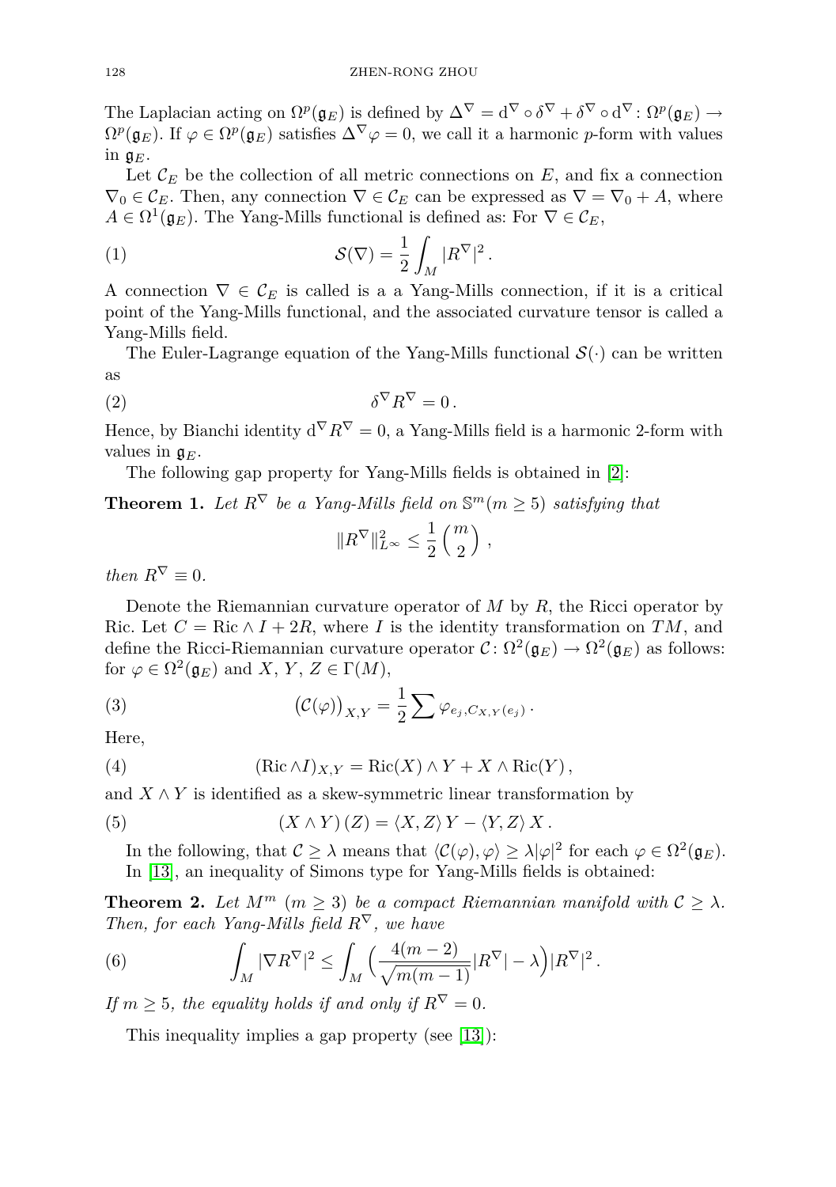The Laplacian acting on $\Omega^p(\mathfrak{g}_E)$ is defined by $\Delta^\nabla = \mathrm{d}^\nabla \circ \delta^\nabla + \delta^\nabla \circ \mathrm{d}^\nabla : \Omega^p(\mathfrak{g}_E) \to \Omega^p(\mathfrak{g}_E)$. If $\varphi \in \Omega^p(\mathfrak{g}_E)$ satisfies $\Delta^\nabla \varphi = 0$, we call it a harmonic $p$-form with values in $\mathfrak{g}_E$.

Let $\mathcal{C}_E$ be the collection of all metric connections on $E$, and fix a connection $\nabla_0 \in \mathcal{C}_E$. Then, any connection $\nabla \in \mathcal{C}_E$ can be expressed as $\nabla = \nabla_0 + A$, where $A \in \Omega^1(\mathfrak{g}_E)$. The Yang-Mills functional is defined as: For $\nabla \in \mathcal{C}_E$,

$$\mathcal{S}(\nabla) = \frac{1}{2} \int_M |R^\nabla|^2 . \tag{1}$$

A connection $\nabla \in \mathcal{C}_E$ is called is a a Yang-Mills connection, if it is a critical point of the Yang-Mills functional, and the associated curvature tensor is called a Yang-Mills field.

The Euler-Lagrange equation of the Yang-Mills functional $\mathcal{S}(\cdot)$ can be written as

$$\delta^\nabla R^\nabla = 0 . \tag{2}$$

Hence, by Bianchi identity $\mathrm{d}^\nabla R^\nabla = 0$, a Yang-Mills field is a harmonic 2-form with values in $\mathfrak{g}_E$.

The following gap property for Yang-Mills fields is obtained in [2]:

**Theorem 1.** *Let $R^\nabla$ be a Yang-Mills field on $\mathbb{S}^m (m \geq 5)$ satisfying that*

$$\|R^\nabla\|^2_{L^\infty} \leq \frac{1}{2} \binom{m}{2} ,$$

*then $R^\nabla \equiv 0$.*

Denote the Riemannian curvature operator of $M$ by $R$, the Ricci operator by Ric. Let $C = \mathrm{Ric} \wedge I + 2R$, where $I$ is the identity transformation on $TM$, and define the Ricci-Riemannian curvature operator $\mathcal{C} \colon \Omega^2(\mathfrak{g}_E) \to \Omega^2(\mathfrak{g}_E)$ as follows: for $\varphi \in \Omega^2(\mathfrak{g}_E)$ and $X, Y, Z \in \Gamma(M)$,

$$\big(\mathcal{C}(\varphi)\big)_{X,Y} = \frac{1}{2} \sum \varphi_{e_j, C_{X,Y}(e_j)} . \tag{3}$$

Here,

$$(\mathrm{Ric} \wedge I)_{X,Y} = \mathrm{Ric}(X) \wedge Y + X \wedge \mathrm{Ric}(Y) , \tag{4}$$

and $X \wedge Y$ is identified as a skew-symmetric linear transformation by

$$(X \wedge Y)(Z) = \langle X, Z \rangle Y - \langle Y, Z \rangle X . \tag{5}$$

In the following, that $\mathcal{C} \geq \lambda$ means that $\langle \mathcal{C}(\varphi), \varphi \rangle \geq \lambda |\varphi|^2$ for each $\varphi \in \Omega^2(\mathfrak{g}_E)$. In [13], an inequality of Simons type for Yang-Mills fields is obtained:

**Theorem 2.** *Let $M^m$ $(m \geq 3)$ be a compact Riemannian manifold with $\mathcal{C} \geq \lambda$. Then, for each Yang-Mills field $R^\nabla$, we have*

$$\int_M |\nabla R^\nabla|^2 \leq \int_M \Big( \frac{4(m-2)}{\sqrt{m(m-1)}} |R^\nabla| - \lambda \Big) |R^\nabla|^2 . \tag{6}$$

*If $m \geq 5$, the equality holds if and only if $R^\nabla = 0$.*

This inequality implies a gap property (see [13]):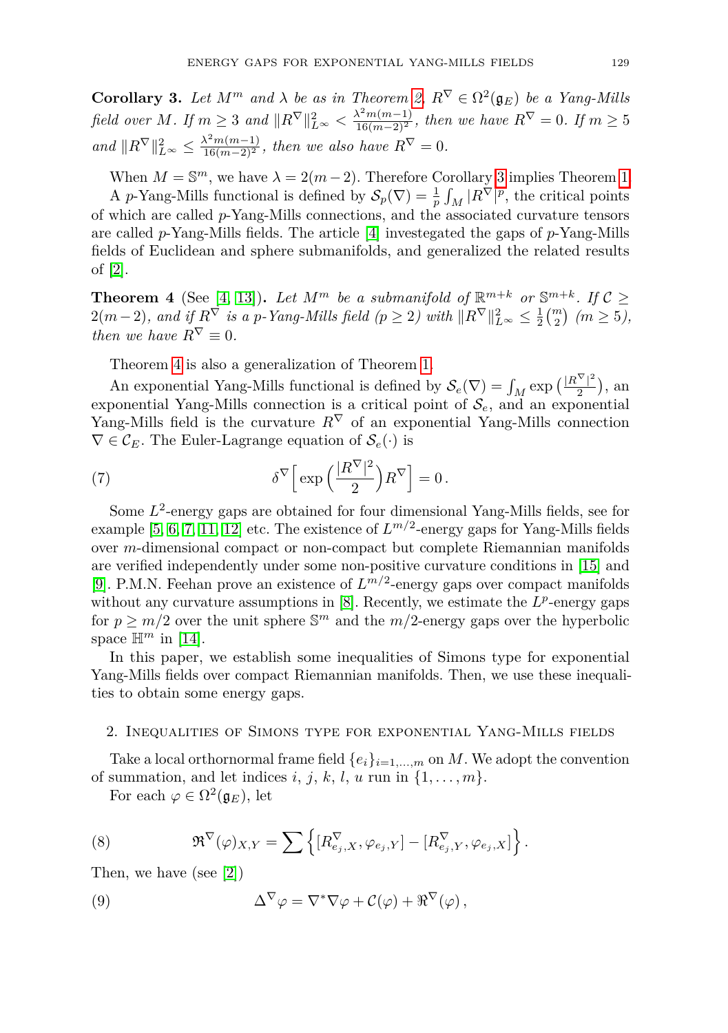**Corollary 3.** *Let $M^m$ and $\lambda$ be as in Theorem 2, $R^\nabla \in \Omega^2(\mathfrak{g}_E)$ be a Yang-Mills field over $M$. If $m \geq 3$ and $\|R^\nabla\|^2_{L^\infty} < \frac{\lambda^2 m(m-1)}{16(m-2)^2}$, then we have $R^\nabla = 0$. If $m \geq 5$ and $\|R^\nabla\|^2_{L^\infty} \leq \frac{\lambda^2 m(m-1)}{16(m-2)^2}$, then we also have $R^\nabla = 0$.*

When $M = \mathbb{S}^m$, we have $\lambda = 2(m-2)$. Therefore Corollary 3 implies Theorem 1.

A $p$-Yang-Mills functional is defined by $\mathcal{S}_p(\nabla) = \frac{1}{p}\int_M |R^\nabla|^p$, the critical points of which are called $p$-Yang-Mills connections, and the associated curvature tensors are called $p$-Yang-Mills fields. The article [4] investegated the gaps of $p$-Yang-Mills fields of Euclidean and sphere submanifolds, and generalized the related results of [2].

**Theorem 4** (See [4, 13])**.** *Let $M^m$ be a submanifold of $\mathbb{R}^{m+k}$ or $\mathbb{S}^{m+k}$. If $\mathcal{C} \geq 2(m-2)$, and if $R^\nabla$ is a $p$-Yang-Mills field ($p \geq 2$) with $\|R^\nabla\|^2_{L^\infty} \leq \frac{1}{2}\binom{m}{2}$ ($m \geq 5$), then we have $R^\nabla \equiv 0$.*

Theorem 4 is also a generalization of Theorem 1.

An exponential Yang-Mills functional is defined by $\mathcal{S}_e(\nabla) = \int_M \exp\big(\frac{|R^\nabla|^2}{2}\big)$, an exponential Yang-Mills connection is a critical point of $\mathcal{S}_e$, and an exponential Yang-Mills field is the curvature $R^\nabla$ of an exponential Yang-Mills connection $\nabla \in \mathcal{C}_E$. The Euler-Lagrange equation of $\mathcal{S}_e(\cdot)$ is

$$\delta^\nabla\Big[\exp\Big(\frac{|R^\nabla|^2}{2}\Big)R^\nabla\Big] = 0\,. \tag{7}$$

Some $L^2$-energy gaps are obtained for four dimensional Yang-Mills fields, see for example [5, 6, 7, 11, 12] etc. The existence of $L^{m/2}$-energy gaps for Yang-Mills fields over $m$-dimensional compact or non-compact but complete Riemannian manifolds are verified independently under some non-positive curvature conditions in [15] and [9]. P.M.N. Feehan prove an existence of $L^{m/2}$-energy gaps over compact manifolds without any curvature assumptions in [8]. Recently, we estimate the $L^p$-energy gaps for $p \geq m/2$ over the unit sphere $\mathbb{S}^m$ and the $m/2$-energy gaps over the hyperbolic space $\mathbb{H}^m$ in [14].

In this paper, we establish some inequalities of Simons type for exponential Yang-Mills fields over compact Riemannian manifolds. Then, we use these inequalities to obtain some energy gaps.

## 2. Inequalities of Simons type for exponential Yang-Mills fields

Take a local orthornormal frame field $\{e_i\}_{i=1,\ldots,m}$ on $M$. We adopt the convention of summation, and let indices $i$, $j$, $k$, $l$, $u$ run in $\{1,\ldots,m\}$.

For each $\varphi \in \Omega^2(\mathfrak{g}_E)$, let

$$\mathfrak{R}^\nabla(\varphi)_{X,Y} = \sum\Big\{[R^\nabla_{e_j,X}, \varphi_{e_j,Y}] - [R^\nabla_{e_j,Y}, \varphi_{e_j,X}]\Big\}\,. \tag{8}$$

Then, we have (see [2])

$$\Delta^\nabla\varphi = \nabla^*\nabla\varphi + \mathcal{C}(\varphi) + \mathfrak{R}^\nabla(\varphi)\,, \tag{9}$$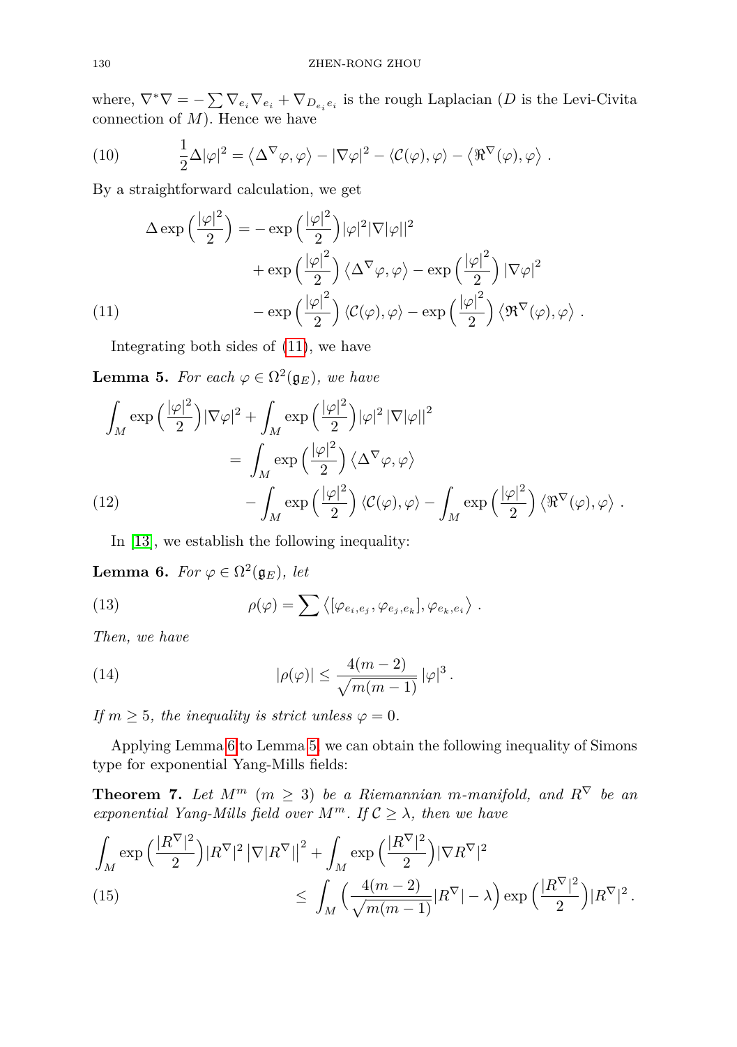where, $\nabla^*\nabla = -\sum \nabla_{e_i}\nabla_{e_i} + \nabla_{D_{e_i}e_i}$ is the rough Laplacian ($D$ is the Levi-Civita connection of $M$). Hence we have

$$\frac{1}{2}\Delta|\varphi|^2 = \left\langle \Delta^\nabla \varphi, \varphi \right\rangle - |\nabla\varphi|^2 - \langle \mathcal{C}(\varphi), \varphi\rangle - \left\langle \Re^\nabla(\varphi), \varphi \right\rangle . \tag{10}$$

By a straightforward calculation, we get

$$\begin{aligned}
\Delta \exp\Big(\frac{|\varphi|^2}{2}\Big) = &-\exp\Big(\frac{|\varphi|^2}{2}\Big)|\varphi|^2 |\nabla|\varphi||^2 \\
&+ \exp\Big(\frac{|\varphi|^2}{2}\Big)\left\langle \Delta^\nabla \varphi, \varphi \right\rangle - \exp\Big(\frac{|\varphi|^2}{2}\Big)|\nabla\varphi|^2 \\
&- \exp\Big(\frac{|\varphi|^2}{2}\Big)\langle \mathcal{C}(\varphi), \varphi\rangle - \exp\Big(\frac{|\varphi|^2}{2}\Big)\left\langle \Re^\nabla(\varphi), \varphi \right\rangle .
\end{aligned} \tag{11}$$

Integrating both sides of (11), we have

**Lemma 5.** *For each $\varphi \in \Omega^2(\mathfrak{g}_E)$, we have*

$$\begin{aligned}
\int_M \exp\Big(\frac{|\varphi|^2}{2}\Big)|\nabla\varphi|^2 + \int_M \exp\Big(\frac{|\varphi|^2}{2}\Big)|\varphi|^2 \,|\nabla|\varphi||^2 \\
= \int_M \exp\Big(\frac{|\varphi|^2}{2}\Big)\left\langle \Delta^\nabla \varphi, \varphi \right\rangle \\
- \int_M \exp\Big(\frac{|\varphi|^2}{2}\Big)\langle \mathcal{C}(\varphi), \varphi\rangle - \int_M \exp\Big(\frac{|\varphi|^2}{2}\Big)\left\langle \Re^\nabla(\varphi), \varphi \right\rangle .
\end{aligned} \tag{12}$$

In [13], we establish the following inequality:

**Lemma 6.** *For $\varphi \in \Omega^2(\mathfrak{g}_E)$, let*

$$\rho(\varphi) = \sum \left\langle [\varphi_{e_i,e_j}, \varphi_{e_j,e_k}], \varphi_{e_k,e_i} \right\rangle . \tag{13}$$

*Then, we have*

$$|\rho(\varphi)| \le \frac{4(m-2)}{\sqrt{m(m-1)}}\,|\varphi|^3 . \tag{14}$$

*If $m \ge 5$, the inequality is strict unless $\varphi = 0$.*

Applying Lemma 6 to Lemma 5, we can obtain the following inequality of Simons type for exponential Yang-Mills fields:

**Theorem 7.** *Let $M^m$ $(m \ge 3)$ be a Riemannian $m$-manifold, and $R^\nabla$ be an exponential Yang-Mills field over $M^m$. If $\mathcal{C} \ge \lambda$, then we have*

$$\begin{aligned}
\int_M \exp\Big(\frac{|R^\nabla|^2}{2}\Big)|R^\nabla|^2 \left|\nabla|R^\nabla|\right|^2 + \int_M \exp\Big(\frac{|R^\nabla|^2}{2}\Big)|\nabla R^\nabla|^2 \\
\le \int_M \Big(\frac{4(m-2)}{\sqrt{m(m-1)}}|R^\nabla| - \lambda\Big)\exp\Big(\frac{|R^\nabla|^2}{2}\Big)|R^\nabla|^2 .
\end{aligned} \tag{15}$$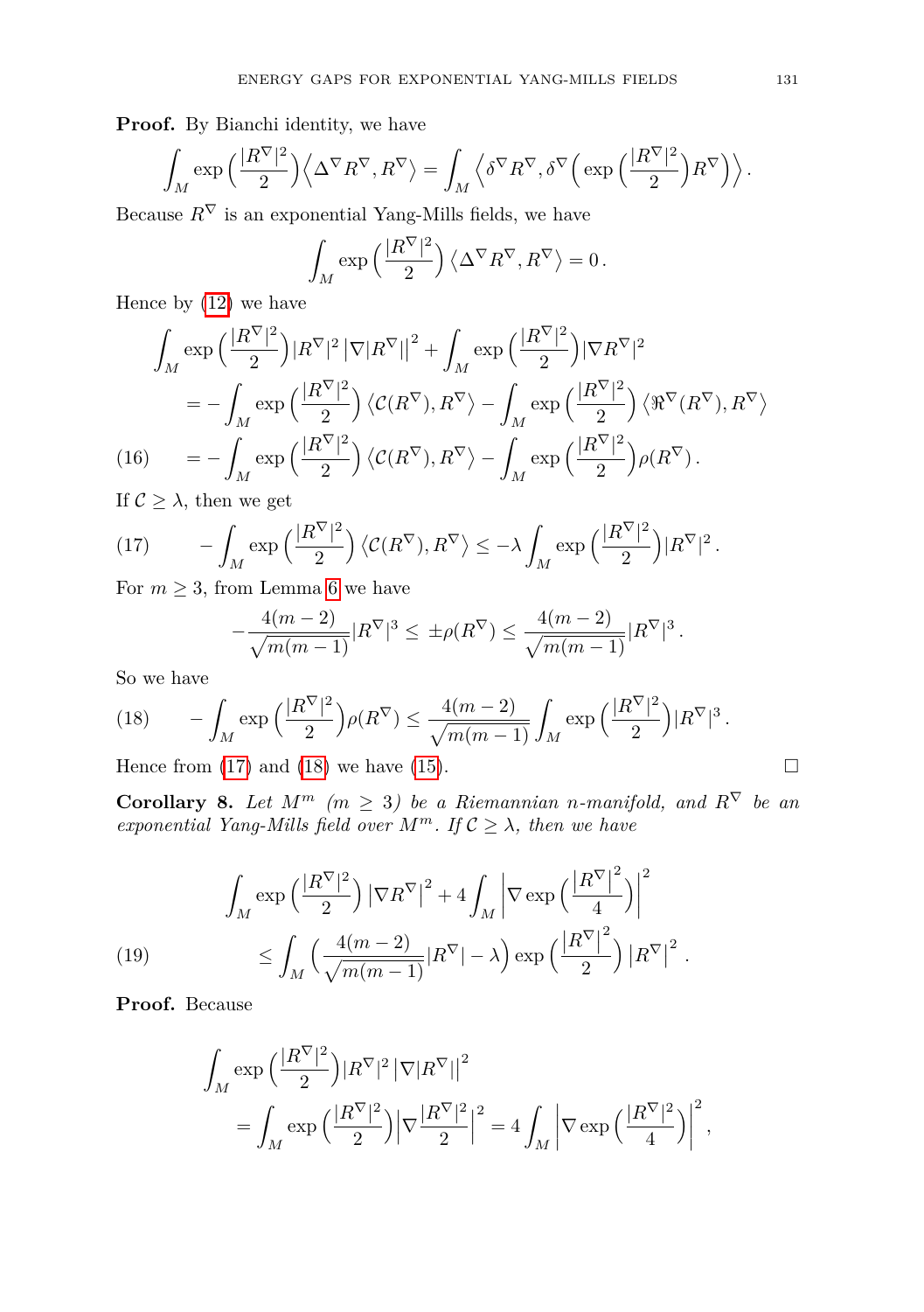**Proof.** By Bianchi identity, we have

$$\int_M \exp\Big(\frac{|R^\nabla|^2}{2}\Big)\Big\langle \Delta^\nabla R^\nabla, R^\nabla\Big\rangle = \int_M \Big\langle \delta^\nabla R^\nabla, \delta^\nabla\Big(\exp\Big(\frac{|R^\nabla|^2}{2}\Big)R^\nabla\Big)\Big\rangle .$$

Because $R^\nabla$ is an exponential Yang-Mills fields, we have

$$\int_M \exp\Big(\frac{|R^\nabla|^2}{2}\Big)\left\langle \Delta^\nabla R^\nabla, R^\nabla\right\rangle = 0\,.$$

Hence by (12) we have

$$\begin{aligned}
&\int_M \exp\Big(\frac{|R^\nabla|^2}{2}\Big)|R^\nabla|^2\left|\nabla|R^\nabla|\right|^2 + \int_M \exp\Big(\frac{|R^\nabla|^2}{2}\Big)|\nabla R^\nabla|^2 \\
&\quad = -\int_M \exp\Big(\frac{|R^\nabla|^2}{2}\Big)\left\langle \mathcal{C}(R^\nabla), R^\nabla\right\rangle - \int_M \exp\Big(\frac{|R^\nabla|^2}{2}\Big)\left\langle \Re^\nabla(R^\nabla), R^\nabla\right\rangle \\
&\quad = -\int_M \exp\Big(\frac{|R^\nabla|^2}{2}\Big)\left\langle \mathcal{C}(R^\nabla), R^\nabla\right\rangle - \int_M \exp\Big(\frac{|R^\nabla|^2}{2}\Big)\rho(R^\nabla)\,. \qquad (16)
\end{aligned}$$

If $\mathcal{C} \geq \lambda$, then we get

$$-\int_M \exp\Big(\frac{|R^\nabla|^2}{2}\Big)\left\langle \mathcal{C}(R^\nabla), R^\nabla\right\rangle \leq -\lambda\int_M \exp\Big(\frac{|R^\nabla|^2}{2}\Big)|R^\nabla|^2\,. \qquad (17)$$

For $m \geq 3$, from Lemma 6 we have

$$-\frac{4(m-2)}{\sqrt{m(m-1)}}|R^\nabla|^3 \leq \pm\rho(R^\nabla) \leq \frac{4(m-2)}{\sqrt{m(m-1)}}|R^\nabla|^3\,.$$

So we have

$$-\int_M \exp\Big(\frac{|R^\nabla|^2}{2}\Big)\rho(R^\nabla) \leq \frac{4(m-2)}{\sqrt{m(m-1)}}\int_M \exp\Big(\frac{|R^\nabla|^2}{2}\Big)|R^\nabla|^3\,. \qquad (18)$$

Hence from (17) and (18) we have (15). $\square$

**Corollary 8.** *Let $M^m$ ($m \geq 3$) be a Riemannian n-manifold, and $R^\nabla$ be an exponential Yang-Mills field over $M^m$. If $\mathcal{C} \geq \lambda$, then we have*

$$\begin{aligned}
&\int_M \exp\Big(\frac{|R^\nabla|^2}{2}\Big)\left|\nabla R^\nabla\right|^2 + 4\int_M \left|\nabla \exp\Big(\frac{\left|R^\nabla\right|^2}{4}\Big)\right|^2 \\
&\qquad \leq \int_M \Big(\frac{4(m-2)}{\sqrt{m(m-1)}}|R^\nabla| - \lambda\Big)\exp\Big(\frac{\left|R^\nabla\right|^2}{2}\Big)\left|R^\nabla\right|^2\,. \qquad (19)
\end{aligned}$$

**Proof.** Because

$$\begin{aligned}
&\int_M \exp\Big(\frac{|R^\nabla|^2}{2}\Big)|R^\nabla|^2\left|\nabla|R^\nabla|\right|^2 \\
&\quad = \int_M \exp\Big(\frac{|R^\nabla|^2}{2}\Big)\Big|\nabla\frac{|R^\nabla|^2}{2}\Big|^2 = 4\int_M \Big|\nabla \exp\Big(\frac{|R^\nabla|^2}{4}\Big)\Big|^2,
\end{aligned}$$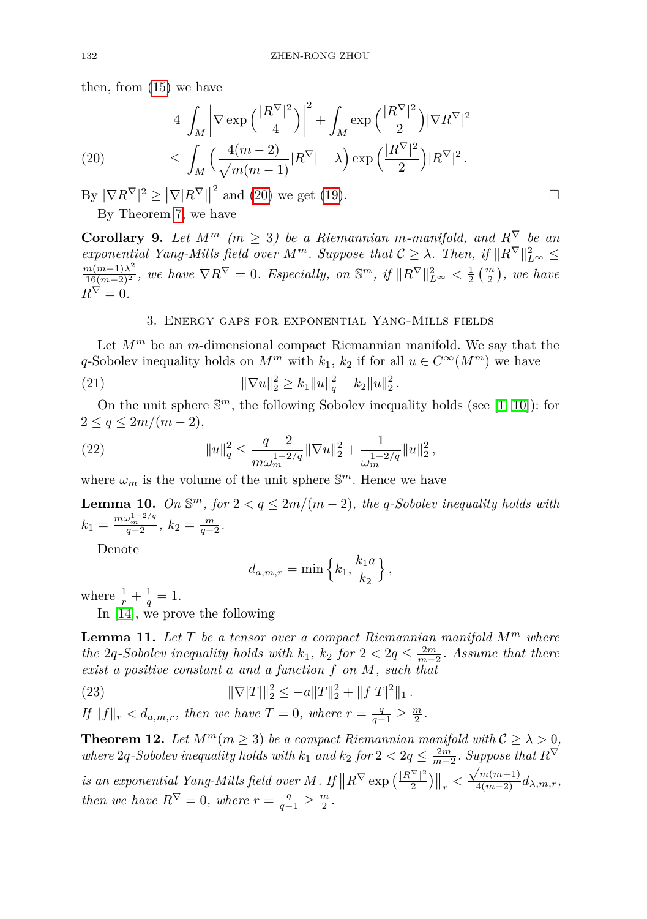then, from (15) we have

$$
\begin{aligned}
& 4 \int_M \left|\nabla \exp\Big(\frac{|R^\nabla|^2}{4}\Big)\right|^2 + \int_M \exp\Big(\frac{|R^\nabla|^2}{2}\Big)|\nabla R^\nabla|^2 \\
& \le \int_M \Big(\frac{4(m-2)}{\sqrt{m(m-1)}}|R^\nabla| - \lambda\Big)\exp\Big(\frac{|R^\nabla|^2}{2}\Big)|R^\nabla|^2 . \qquad (20)
\end{aligned}
$$

By $|\nabla R^\nabla|^2 \ge \big|\nabla|R^\nabla|\big|^2$ and (20) we get (19). □

By Theorem 7, we have

**Corollary 9.** *Let $M^m$ ($m \ge 3$) be a Riemannian $m$-manifold, and $R^\nabla$ be an exponential Yang-Mills field over $M^m$. Suppose that $\mathcal{C} \ge \lambda$. Then, if $\|R^\nabla\|^2_{L^\infty} \le \frac{m(m-1)\lambda^2}{16(m-2)^2}$, we have $\nabla R^\nabla = 0$. Especially, on $\mathbb{S}^m$, if $\|R^\nabla\|^2_{L^\infty} < \frac{1}{2}\binom{m}{2}$, we have $R^\nabla = 0$.*

## 3. Energy gaps for exponential Yang-Mills fields

Let $M^m$ be an $m$-dimensional compact Riemannian manifold. We say that the $q$-Sobolev inequality holds on $M^m$ with $k_1$, $k_2$ if for all $u \in C^\infty(M^m)$ we have

$$
\|\nabla u\|_2^2 \ge k_1\|u\|_q^2 - k_2\|u\|_2^2 . \qquad (21)
$$

On the unit sphere $\mathbb{S}^m$, the following Sobolev inequality holds (see [1, 10]): for $2 \le q \le 2m/(m-2)$,

$$
\|u\|_q^2 \le \frac{q-2}{m\omega_m^{1-2/q}}\|\nabla u\|_2^2 + \frac{1}{\omega_m^{1-2/q}}\|u\|_2^2 , \qquad (22)
$$

where $\omega_m$ is the volume of the unit sphere $\mathbb{S}^m$. Hence we have

**Lemma 10.** *On $\mathbb{S}^m$, for $2 < q \le 2m/(m-2)$, the $q$-Sobolev inequality holds with $k_1 = \frac{m\omega_m^{1-2/q}}{q-2}$, $k_2 = \frac{m}{q-2}$.*

Denote

$$
d_{a,m,r} = \min\Big\{k_1, \frac{k_1 a}{k_2}\Big\},
$$

where $\frac{1}{r} + \frac{1}{q} = 1$.

In [14], we prove the following

**Lemma 11.** *Let $T$ be a tensor over a compact Riemannian manifold $M^m$ where the $2q$-Sobolev inequality holds with $k_1$, $k_2$ for $2 < 2q \le \frac{2m}{m-2}$. Assume that there exist a positive constant $a$ and a function $f$ on $M$, such that*

$$
\|\nabla|T|\|_2^2 \le -a\|T\|_2^2 + \|f|T|^2\|_1 . \qquad (23)
$$

*If $\|f\|_r < d_{a,m,r}$, then we have $T = 0$, where $r = \frac{q}{q-1} \ge \frac{m}{2}$.*

**Theorem 12.** *Let $M^m (m \ge 3)$ be a compact Riemannian manifold with $\mathcal{C} \ge \lambda > 0$, where $2q$-Sobolev inequality holds with $k_1$ and $k_2$ for $2 < 2q \le \frac{2m}{m-2}$. Suppose that $R^\nabla$ is an exponential Yang-Mills field over $M$. If $\big\|R^\nabla \exp\big(\frac{|R^\nabla|^2}{2}\big)\big\|_r < \frac{\sqrt{m(m-1)}}{4(m-2)} d_{\lambda,m,r}$, then we have $R^\nabla = 0$, where $r = \frac{q}{q-1} \ge \frac{m}{2}$.*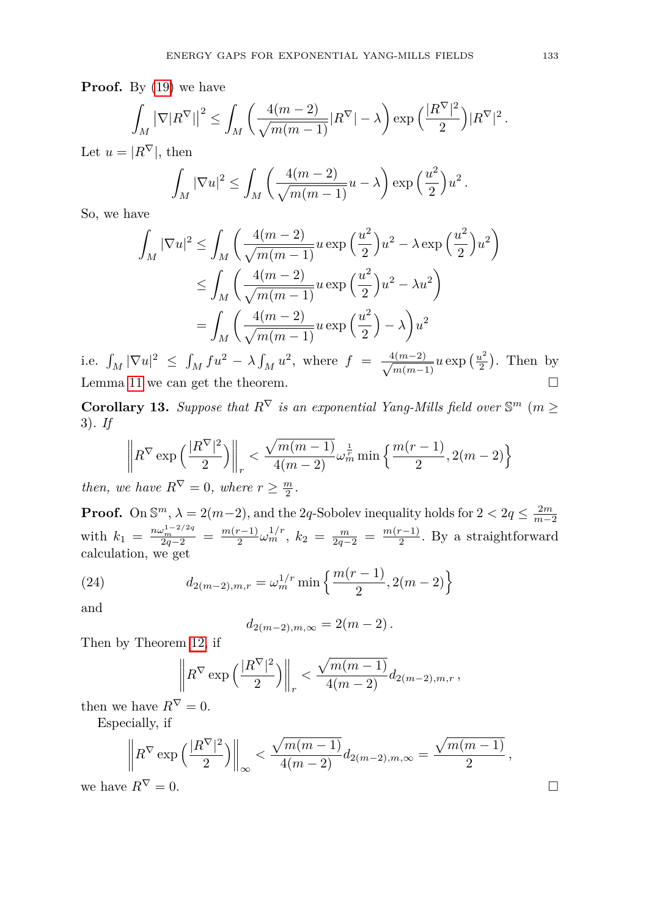**Proof.** By (19) we have

$$\int_M \big|\nabla|R^\nabla|\big|^2 \le \int_M \Big(\frac{4(m-2)}{\sqrt{m(m-1)}}|R^\nabla| - \lambda\Big)\exp\Big(\frac{|R^\nabla|^2}{2}\Big)|R^\nabla|^2\,.$$

Let $u = |R^\nabla|$, then

$$\int_M |\nabla u|^2 \le \int_M \Big(\frac{4(m-2)}{\sqrt{m(m-1)}}u - \lambda\Big)\exp\Big(\frac{u^2}{2}\Big)u^2\,.$$

So, we have

$$\begin{aligned}
\int_M |\nabla u|^2 &\le \int_M \Big(\frac{4(m-2)}{\sqrt{m(m-1)}}u\exp\Big(\frac{u^2}{2}\Big)u^2 - \lambda\exp\Big(\frac{u^2}{2}\Big)u^2\Big)\\
&\le \int_M \Big(\frac{4(m-2)}{\sqrt{m(m-1)}}u\exp\Big(\frac{u^2}{2}\Big)u^2 - \lambda u^2\Big)\\
&= \int_M \Big(\frac{4(m-2)}{\sqrt{m(m-1)}}u\exp\Big(\frac{u^2}{2}\Big) - \lambda\Big)u^2
\end{aligned}$$

i.e. $\int_M |\nabla u|^2 \le \int_M fu^2 - \lambda\int_M u^2$, where $f = \frac{4(m-2)}{\sqrt{m(m-1)}}u\exp\big(\frac{u^2}{2}\big)$. Then by Lemma 11 we can get the theorem. $\square$

**Corollary 13.** *Suppose that $R^\nabla$ is an exponential Yang-Mills field over $\mathbb{S}^m$ ($m \ge 3$). If*

$$\Big\|R^\nabla\exp\Big(\frac{|R^\nabla|^2}{2}\Big)\Big\|_r < \frac{\sqrt{m(m-1)}}{4(m-2)}\omega_m^{\frac{1}{r}}\min\Big\{\frac{m(r-1)}{2}, 2(m-2)\Big\}$$

*then, we have $R^\nabla = 0$, where $r \ge \frac{m}{2}$.*

**Proof.** On $\mathbb{S}^m$, $\lambda = 2(m-2)$, and the $2q$-Sobolev inequality holds for $2 < 2q \le \frac{2m}{m-2}$ with $k_1 = \frac{n\omega_m^{1-2/2q}}{2q-2} = \frac{m(r-1)}{2}\omega_m^{1/r}$, $k_2 = \frac{m}{2q-2} = \frac{m(r-1)}{2}$. By a straightforward calculation, we get

$$d_{2(m-2),m,r} = \omega_m^{1/r}\min\Big\{\frac{m(r-1)}{2}, 2(m-2)\Big\} \tag{24}$$

and

$$d_{2(m-2),m,\infty} = 2(m-2)\,.$$

Then by Theorem 12, if

$$\Big\|R^\nabla\exp\Big(\frac{|R^\nabla|^2}{2}\Big)\Big\|_r < \frac{\sqrt{m(m-1)}}{4(m-2)}d_{2(m-2),m,r}\,,$$

then we have $R^\nabla = 0$.

Especially, if

$$\Big\|R^\nabla\exp\Big(\frac{|R^\nabla|^2}{2}\Big)\Big\|_\infty < \frac{\sqrt{m(m-1)}}{4(m-2)}d_{2(m-2),m,\infty} = \frac{\sqrt{m(m-1)}}{2}\,,$$

we have $R^\nabla = 0$. $\square$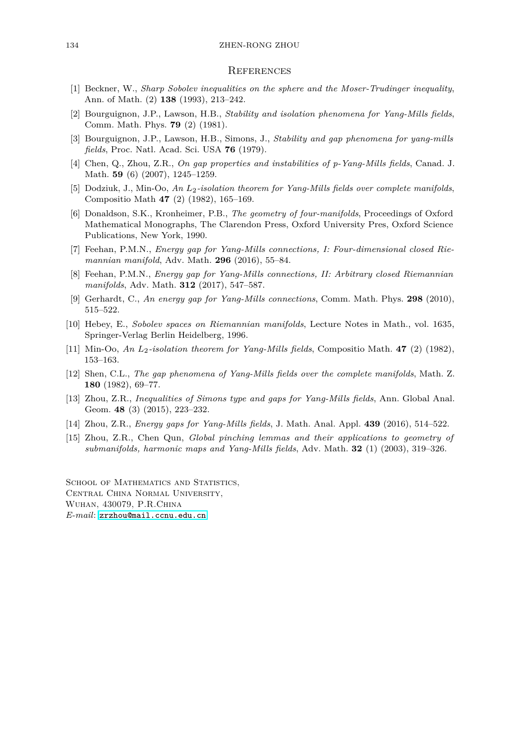## References

[1] Beckner, W., *Sharp Sobolev inequalities on the sphere and the Moser-Trudinger inequality*, Ann. of Math. (2) **138** (1993), 213–242.

[2] Bourguignon, J.P., Lawson, H.B., *Stability and isolation phenomena for Yang-Mills fields*, Comm. Math. Phys. **79** (2) (1981).

[3] Bourguignon, J.P., Lawson, H.B., Simons, J., *Stability and gap phenomena for yang-mills fields*, Proc. Natl. Acad. Sci. USA **76** (1979).

[4] Chen, Q., Zhou, Z.R., *On gap properties and instabilities of p-Yang-Mills fields*, Canad. J. Math. **59** (6) (2007), 1245–1259.

[5] Dodziuk, J., Min-Oo, *An $L_2$-isolation theorem for Yang-Mills fields over complete manifolds*, Compositio Math **47** (2) (1982), 165–169.

[6] Donaldson, S.K., Kronheimer, P.B., *The geometry of four-manifolds*, Proceedings of Oxford Mathematical Monographs, The Clarendon Press, Oxford University Pres, Oxford Science Publications, New York, 1990.

[7] Feehan, P.M.N., *Energy gap for Yang-Mills connections, I: Four-dimensional closed Riemannian manifold*, Adv. Math. **296** (2016), 55–84.

[8] Feehan, P.M.N., *Energy gap for Yang-Mills connections, II: Arbitrary closed Riemannian manifolds*, Adv. Math. **312** (2017), 547–587.

[9] Gerhardt, C., *An energy gap for Yang-Mills connections*, Comm. Math. Phys. **298** (2010), 515–522.

[10] Hebey, E., *Sobolev spaces on Riemannian manifolds*, Lecture Notes in Math., vol. 1635, Springer-Verlag Berlin Heidelberg, 1996.

[11] Min-Oo, *An $L_2$-isolation theorem for Yang-Mills fields*, Compositio Math. **47** (2) (1982), 153–163.

[12] Shen, C.L., *The gap phenomena of Yang-Mills fields over the complete manifolds*, Math. Z. **180** (1982), 69–77.

[13] Zhou, Z.R., *Inequalities of Simons type and gaps for Yang-Mills fields*, Ann. Global Anal. Geom. **48** (3) (2015), 223–232.

[14] Zhou, Z.R., *Energy gaps for Yang-Mills fields*, J. Math. Anal. Appl. **439** (2016), 514–522.

[15] Zhou, Z.R., Chen Qun, *Global pinching lemmas and their applications to geometry of submanifolds, harmonic maps and Yang-Mills fields*, Adv. Math. **32** (1) (2003), 319–326.

School of Mathematics and Statistics,
Central China Normal University,
Wuhan, 430079, P.R.China
*E-mail*: zrzhou@mail.ccnu.edu.cn